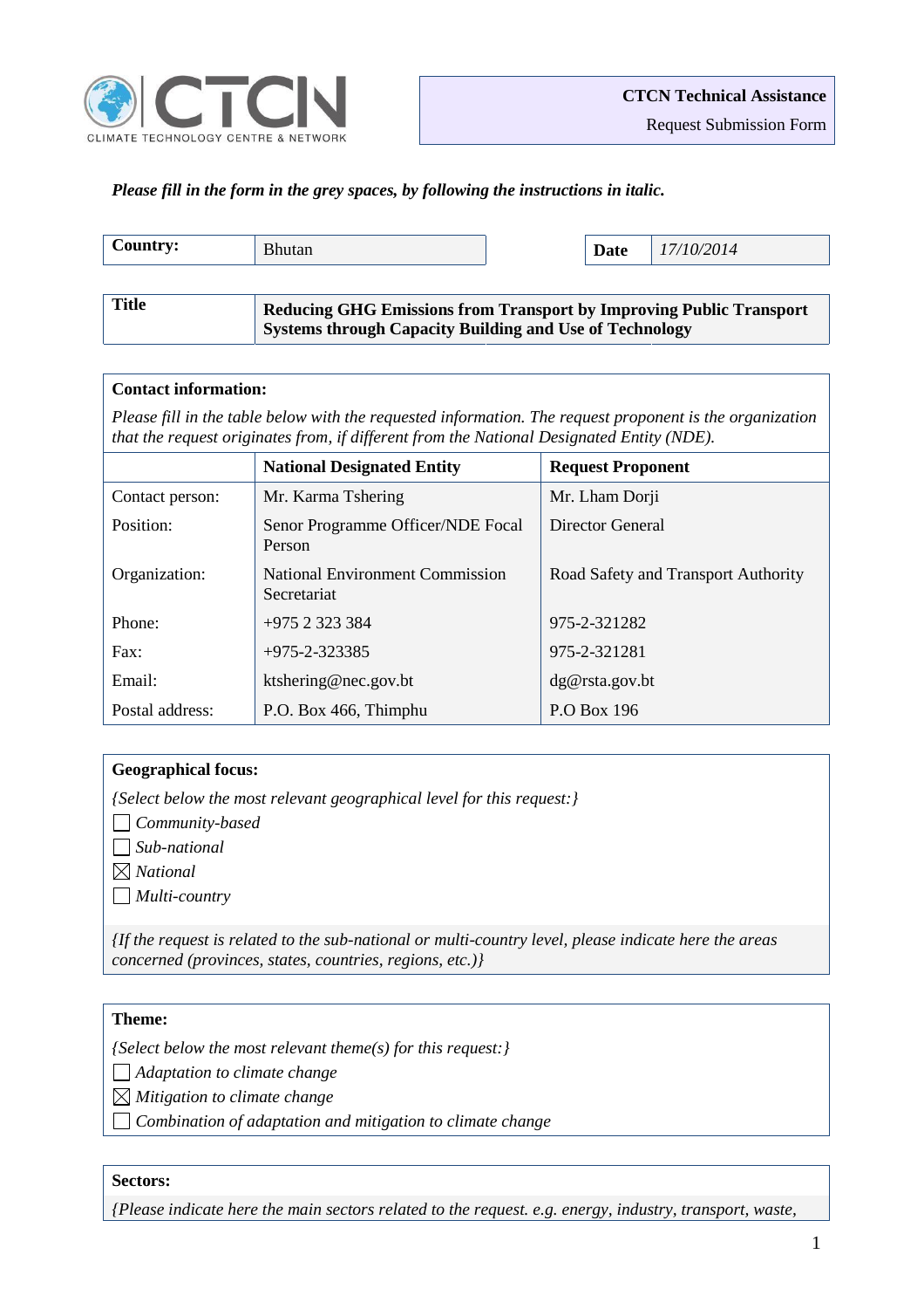CTCN — CLIMATE TECHNOLOGY CENTRE & NETWORK

**CTCN Technical Assistance**
Request Submission Form

***Please fill in the form in the grey spaces, by following the instructions in italic.***

| **Country:** | Bhutan |
|---|---|

| **Date** | *17/10/2014* |
|---|---|

| **Title** | **Reducing GHG Emissions from Transport by Improving Public Transport Systems through Capacity Building and Use of Technology** |
|---|---|

**Contact information:**

*Please fill in the table below with the requested information. The request proponent is the organization that the request originates from, if different from the National Designated Entity (NDE).*

| | **National Designated Entity** | **Request Proponent** |
|---|---|---|
| Contact person: | Mr. Karma Tshering | Mr. Lham Dorji |
| Position: | Senor Programme Officer/NDE Focal Person | Director General |
| Organization: | National Environment Commission Secretariat | Road Safety and Transport Authority |
| Phone: | +975 2 323 384 | 975-2-321282 |
| Fax: | +975-2-323385 | 975-2-321281 |
| Email: | ktshering@nec.gov.bt | dg@rsta.gov.bt |
| Postal address: | P.O. Box 466, Thimphu | P.O Box 196 |

**Geographical focus:**

*{Select below the most relevant geographical level for this request:}*

- ☐ *Community-based*
- ☐ *Sub-national*
- ☒ *National*
- ☐ *Multi-country*

*{If the request is related to the sub-national or multi-country level, please indicate here the areas concerned (provinces, states, countries, regions, etc.)}*

**Theme:**

*{Select below the most relevant theme(s) for this request:}*

- ☐ *Adaptation to climate change*
- ☒ *Mitigation to climate change*
- ☐ *Combination of adaptation and mitigation to climate change*

**Sectors:**

*{Please indicate here the main sectors related to the request. e.g. energy, industry, transport, waste,*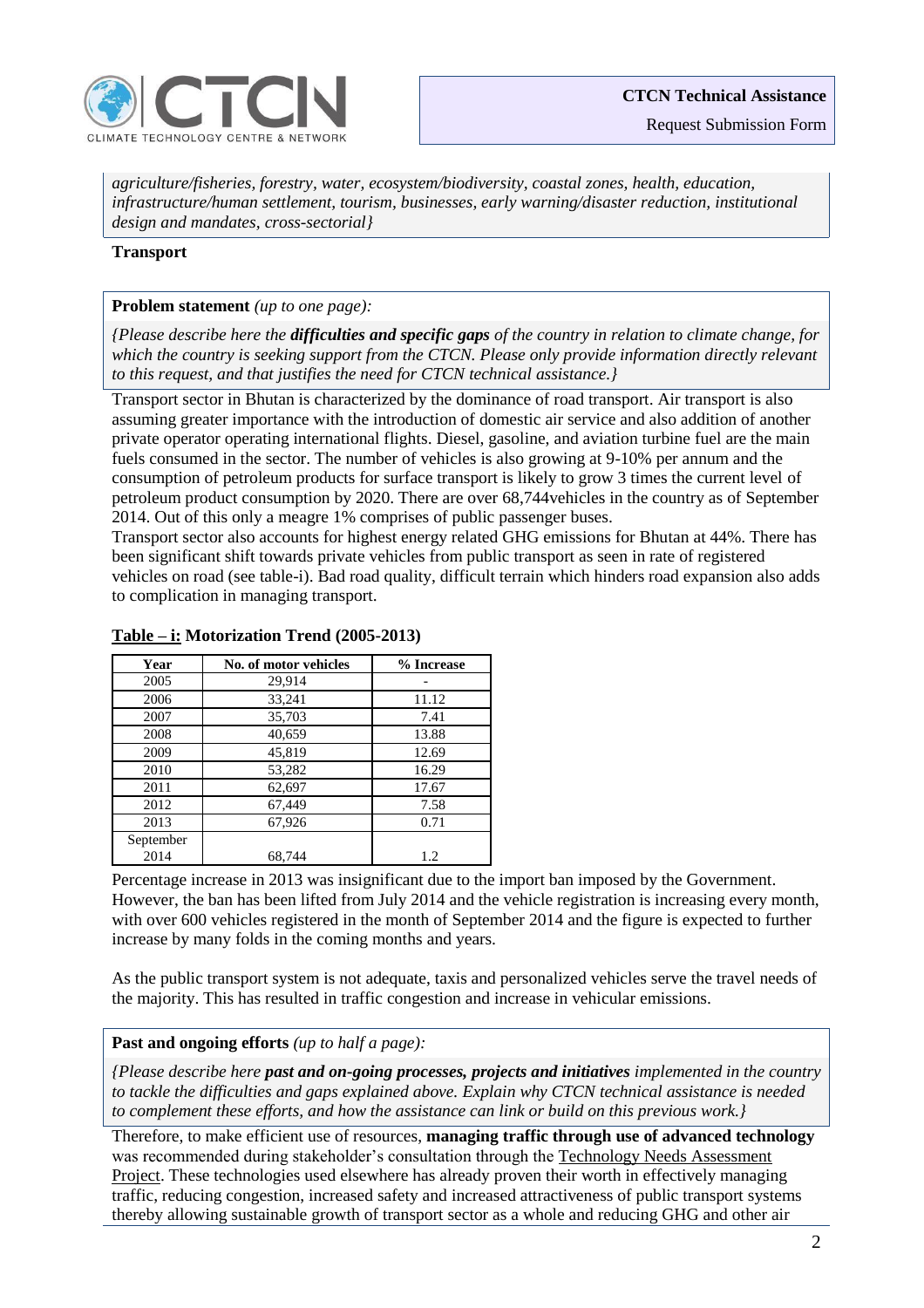*agriculture/fisheries, forestry, water, ecosystem/biodiversity, coastal zones, health, education, infrastructure/human settlement, tourism, businesses, early warning/disaster reduction, institutional design and mandates, cross-sectorial}*

**Transport**

**Problem statement** *(up to one page):*

*{Please describe here the **difficulties and specific gaps** of the country in relation to climate change, for which the country is seeking support from the CTCN. Please only provide information directly relevant to this request, and that justifies the need for CTCN technical assistance.}*

Transport sector in Bhutan is characterized by the dominance of road transport. Air transport is also assuming greater importance with the introduction of domestic air service and also addition of another private operator operating international flights. Diesel, gasoline, and aviation turbine fuel are the main fuels consumed in the sector. The number of vehicles is also growing at 9-10% per annum and the consumption of petroleum products for surface transport is likely to grow 3 times the current level of petroleum product consumption by 2020. There are over 68,744vehicles in the country as of September 2014. Out of this only a meagre 1% comprises of public passenger buses.

Transport sector also accounts for highest energy related GHG emissions for Bhutan at 44%. There has been significant shift towards private vehicles from public transport as seen in rate of registered vehicles on road (see table-i). Bad road quality, difficult terrain which hinders road expansion also adds to complication in managing transport.

**Table – i: Motorization Trend (2005-2013)**

| Year | No. of motor vehicles | % Increase |
|---|---|---|
| 2005 | 29,914 | - |
| 2006 | 33,241 | 11.12 |
| 2007 | 35,703 | 7.41 |
| 2008 | 40,659 | 13.88 |
| 2009 | 45,819 | 12.69 |
| 2010 | 53,282 | 16.29 |
| 2011 | 62,697 | 17.67 |
| 2012 | 67,449 | 7.58 |
| 2013 | 67,926 | 0.71 |
| September 2014 | 68,744 | 1.2 |

Percentage increase in 2013 was insignificant due to the import ban imposed by the Government. However, the ban has been lifted from July 2014 and the vehicle registration is increasing every month, with over 600 vehicles registered in the month of September 2014 and the figure is expected to further increase by many folds in the coming months and years.

As the public transport system is not adequate, taxis and personalized vehicles serve the travel needs of the majority. This has resulted in traffic congestion and increase in vehicular emissions.

**Past and ongoing efforts** *(up to half a page):*

*{Please describe here **past and on-going processes, projects and initiatives** implemented in the country to tackle the difficulties and gaps explained above. Explain why CTCN technical assistance is needed to complement these efforts, and how the assistance can link or build on this previous work.}*

Therefore, to make efficient use of resources, **managing traffic through use of advanced technology** was recommended during stakeholder's consultation through the Technology Needs Assessment Project. These technologies used elsewhere has already proven their worth in effectively managing traffic, reducing congestion, increased safety and increased attractiveness of public transport systems thereby allowing sustainable growth of transport sector as a whole and reducing GHG and other air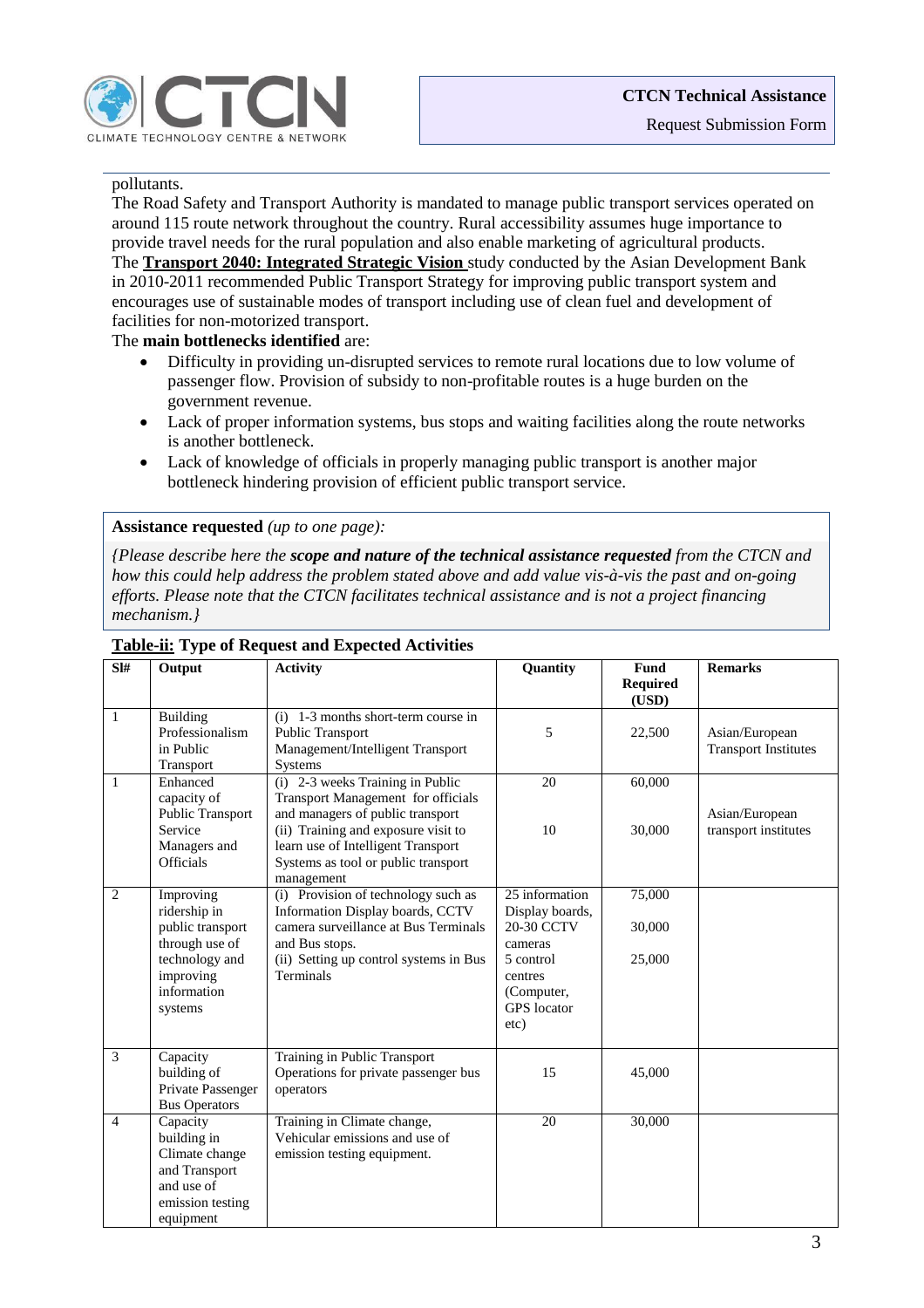pollutants.

The Road Safety and Transport Authority is mandated to manage public transport services operated on around 115 route network throughout the country. Rural accessibility assumes huge importance to provide travel needs for the rural population and also enable marketing of agricultural products.

The **Transport 2040: Integrated Strategic Vision** study conducted by the Asian Development Bank in 2010-2011 recommended Public Transport Strategy for improving public transport system and encourages use of sustainable modes of transport including use of clean fuel and development of facilities for non-motorized transport.

The **main bottlenecks identified** are:

- Difficulty in providing un-disrupted services to remote rural locations due to low volume of passenger flow. Provision of subsidy to non-profitable routes is a huge burden on the government revenue.
- Lack of proper information systems, bus stops and waiting facilities along the route networks is another bottleneck.
- Lack of knowledge of officials in properly managing public transport is another major bottleneck hindering provision of efficient public transport service.

**Assistance requested** *(up to one page):*

*{Please describe here the **scope and nature of the technical assistance requested** from the CTCN and how this could help address the problem stated above and add value vis-à-vis the past and on-going efforts. Please note that the CTCN facilitates technical assistance and is not a project financing mechanism.}*

**Table-ii: Type of Request and Expected Activities**

| Sl# | Output | Activity | Quantity | Fund Required (USD) | Remarks |
|---|---|---|---|---|---|
| 1 | Building Professionalism in Public Transport | (i) 1-3 months short-term course in Public Transport Management/Intelligent Transport Systems | 5 | 22,500 | Asian/European Transport Institutes |
| 1 | Enhanced capacity of Public Transport Service Managers and Officials | (i) 2-3 weeks Training in Public Transport Management for officials and managers of public transport<br>(ii) Training and exposure visit to learn use of Intelligent Transport Systems as tool or public transport management | 20<br><br>10 | 60,000<br><br>30,000 | Asian/European transport institutes |
| 2 | Improving ridership in public transport through use of technology and improving information systems | (i) Provision of technology such as Information Display boards, CCTV camera surveillance at Bus Terminals and Bus stops.<br>(ii) Setting up control systems in Bus Terminals | 25 information Display boards, 20-30 CCTV cameras<br>5 control centres (Computer, GPS locator etc) | 75,000<br>30,000<br>25,000 | |
| 3 | Capacity building of Private Passenger Bus Operators | Training in Public Transport Operations for private passenger bus operators | 15 | 45,000 | |
| 4 | Capacity building in Climate change and Transport and use of emission testing equipment | Training in Climate change, Vehicular emissions and use of emission testing equipment. | 20 | 30,000 | |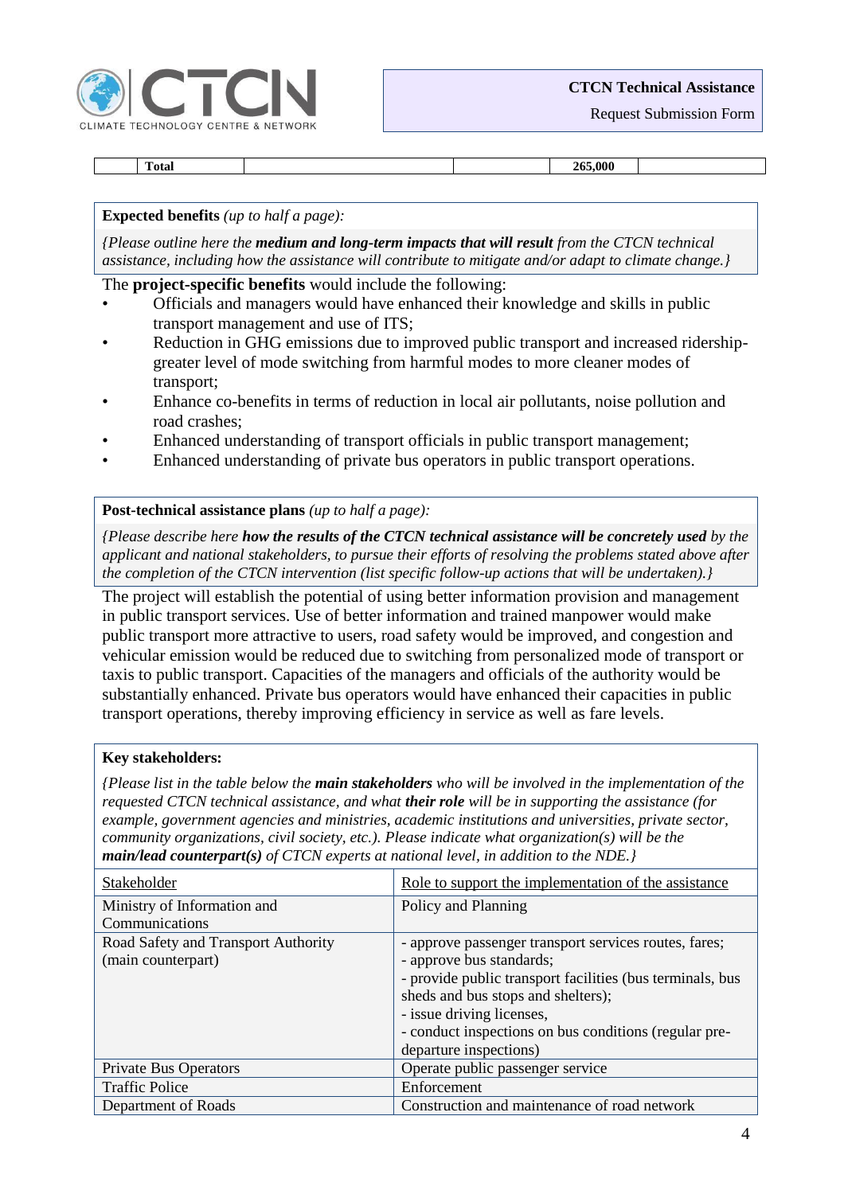|  | **Total** |  |  | **265,000** |  |
|---|---|---|---|---|---|

**Expected benefits** *(up to half a page):*

*{Please outline here the **medium and long-term impacts that will result** from the CTCN technical assistance, including how the assistance will contribute to mitigate and/or adapt to climate change.}*

The **project-specific benefits** would include the following:

- Officials and managers would have enhanced their knowledge and skills in public transport management and use of ITS;
- Reduction in GHG emissions due to improved public transport and increased ridership-greater level of mode switching from harmful modes to more cleaner modes of transport;
- Enhance co-benefits in terms of reduction in local air pollutants, noise pollution and road crashes;
- Enhanced understanding of transport officials in public transport management;
- Enhanced understanding of private bus operators in public transport operations.

**Post-technical assistance plans** *(up to half a page):*

*{Please describe here **how the results of the CTCN technical assistance will be concretely used** by the applicant and national stakeholders, to pursue their efforts of resolving the problems stated above after the completion of the CTCN intervention (list specific follow-up actions that will be undertaken).}*

The project will establish the potential of using better information provision and management in public transport services. Use of better information and trained manpower would make public transport more attractive to users, road safety would be improved, and congestion and vehicular emission would be reduced due to switching from personalized mode of transport or taxis to public transport. Capacities of the managers and officials of the authority would be substantially enhanced. Private bus operators would have enhanced their capacities in public transport operations, thereby improving efficiency in service as well as fare levels.

**Key stakeholders:**

*{Please list in the table below the **main stakeholders** who will be involved in the implementation of the requested CTCN technical assistance, and what **their role** will be in supporting the assistance (for example, government agencies and ministries, academic institutions and universities, private sector, community organizations, civil society, etc.). Please indicate what organization(s) will be the **main/lead counterpart(s)** of CTCN experts at national level, in addition to the NDE.}*

| Stakeholder | Role to support the implementation of the assistance |
|---|---|
| Ministry of Information and Communications | Policy and Planning |
| Road Safety and Transport Authority (main counterpart) | - approve passenger transport services routes, fares;<br>- approve bus standards;<br>- provide public transport facilities (bus terminals, bus sheds and bus stops and shelters);<br>- issue driving licenses,<br>- conduct inspections on bus conditions (regular pre-departure inspections) |
| Private Bus Operators | Operate public passenger service |
| Traffic Police | Enforcement |
| Department of Roads | Construction and maintenance of road network |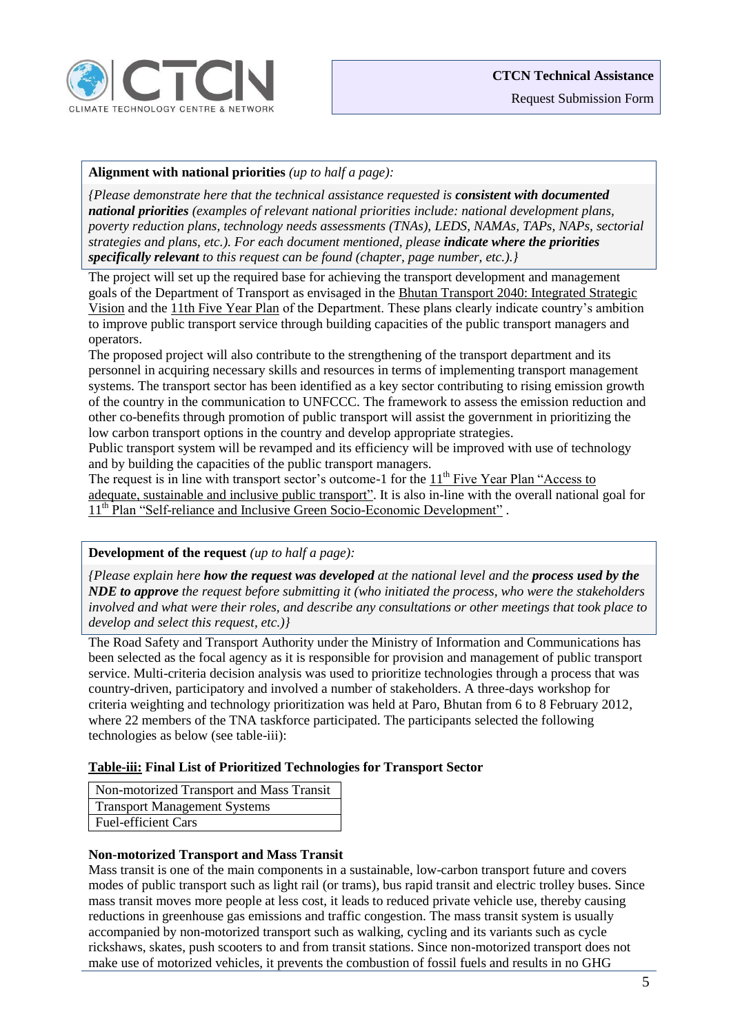**Alignment with national priorities** *(up to half a page):*

*{Please demonstrate here that the technical assistance requested is* ***consistent with documented national priorities*** *(examples of relevant national priorities include: national development plans, poverty reduction plans, technology needs assessments (TNAs), LEDS, NAMAs, TAPs, NAPs, sectorial strategies and plans, etc.). For each document mentioned, please* ***indicate where the priorities specifically relevant*** *to this request can be found (chapter, page number, etc.).}*

The project will set up the required base for achieving the transport development and management goals of the Department of Transport as envisaged in the Bhutan Transport 2040: Integrated Strategic Vision and the 11th Five Year Plan of the Department. These plans clearly indicate country's ambition to improve public transport service through building capacities of the public transport managers and operators.

The proposed project will also contribute to the strengthening of the transport department and its personnel in acquiring necessary skills and resources in terms of implementing transport management systems. The transport sector has been identified as a key sector contributing to rising emission growth of the country in the communication to UNFCCC. The framework to assess the emission reduction and other co-benefits through promotion of public transport will assist the government in prioritizing the low carbon transport options in the country and develop appropriate strategies.

Public transport system will be revamped and its efficiency will be improved with use of technology and by building the capacities of the public transport managers.

The request is in line with transport sector's outcome-1 for the 11th Five Year Plan "Access to adequate, sustainable and inclusive public transport". It is also in-line with the overall national goal for 11th Plan "Self-reliance and Inclusive Green Socio-Economic Development" .

**Development of the request** *(up to half a page):*

*{Please explain here* ***how the request was developed*** *at the national level and the* ***process used by the NDE to approve*** *the request before submitting it (who initiated the process, who were the stakeholders involved and what were their roles, and describe any consultations or other meetings that took place to develop and select this request, etc.)}*

The Road Safety and Transport Authority under the Ministry of Information and Communications has been selected as the focal agency as it is responsible for provision and management of public transport service. Multi-criteria decision analysis was used to prioritize technologies through a process that was country-driven, participatory and involved a number of stakeholders. A three-days workshop for criteria weighting and technology prioritization was held at Paro, Bhutan from 6 to 8 February 2012, where 22 members of the TNA taskforce participated. The participants selected the following technologies as below (see table-iii):

**Table-iii: Final List of Prioritized Technologies for Transport Sector**

| Non-motorized Transport and Mass Transit |
|---|
| Transport Management Systems |
| Fuel-efficient Cars |

**Non-motorized Transport and Mass Transit**

Mass transit is one of the main components in a sustainable, low-carbon transport future and covers modes of public transport such as light rail (or trams), bus rapid transit and electric trolley buses. Since mass transit moves more people at less cost, it leads to reduced private vehicle use, thereby causing reductions in greenhouse gas emissions and traffic congestion. The mass transit system is usually accompanied by non-motorized transport such as walking, cycling and its variants such as cycle rickshaws, skates, push scooters to and from transit stations. Since non-motorized transport does not make use of motorized vehicles, it prevents the combustion of fossil fuels and results in no GHG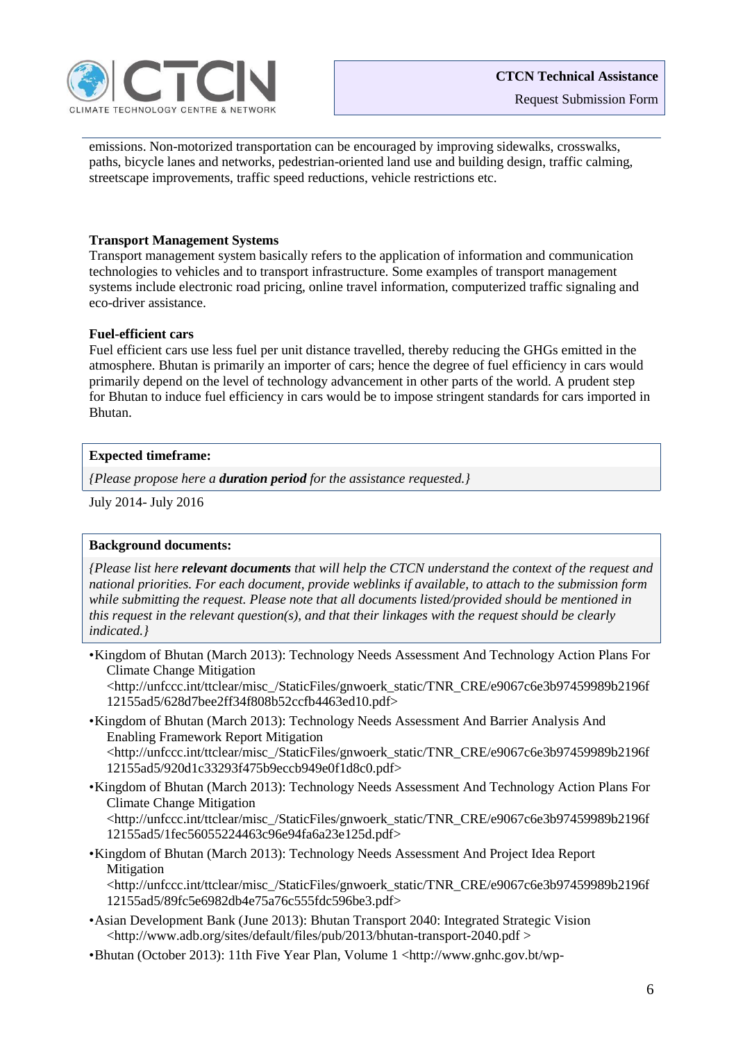emissions. Non-motorized transportation can be encouraged by improving sidewalks, crosswalks, paths, bicycle lanes and networks, pedestrian-oriented land use and building design, traffic calming, streetscape improvements, traffic speed reductions, vehicle restrictions etc.

**Transport Management Systems**

Transport management system basically refers to the application of information and communication technologies to vehicles and to transport infrastructure. Some examples of transport management systems include electronic road pricing, online travel information, computerized traffic signaling and eco-driver assistance.

**Fuel-efficient cars**

Fuel efficient cars use less fuel per unit distance travelled, thereby reducing the GHGs emitted in the atmosphere. Bhutan is primarily an importer of cars; hence the degree of fuel efficiency in cars would primarily depend on the level of technology advancement in other parts of the world. A prudent step for Bhutan to induce fuel efficiency in cars would be to impose stringent standards for cars imported in Bhutan.

**Expected timeframe:**

*{Please propose here a **duration period** for the assistance requested.}*

July 2014- July 2016

**Background documents:**

*{Please list here **relevant documents** that will help the CTCN understand the context of the request and national priorities. For each document, provide weblinks if available, to attach to the submission form while submitting the request. Please note that all documents listed/provided should be mentioned in this request in the relevant question(s), and that their linkages with the request should be clearly indicated.}*

- Kingdom of Bhutan (March 2013): Technology Needs Assessment And Technology Action Plans For Climate Change Mitigation <http://unfccc.int/ttclear/misc_/StaticFiles/gnwoerk_static/TNR_CRE/e9067c6e3b97459989b2196f12155ad5/628d7bee2ff34f808b52ccfb4463ed10.pdf>
- Kingdom of Bhutan (March 2013): Technology Needs Assessment And Barrier Analysis And Enabling Framework Report Mitigation <http://unfccc.int/ttclear/misc_/StaticFiles/gnwoerk_static/TNR_CRE/e9067c6e3b97459989b2196f12155ad5/920d1c33293f475b9eccb949e0f1d8c0.pdf>
- Kingdom of Bhutan (March 2013): Technology Needs Assessment And Technology Action Plans For Climate Change Mitigation <http://unfccc.int/ttclear/misc_/StaticFiles/gnwoerk_static/TNR_CRE/e9067c6e3b97459989b2196f12155ad5/1fec56055224463c96e94fa6a23e125d.pdf>
- Kingdom of Bhutan (March 2013): Technology Needs Assessment And Project Idea Report Mitigation <http://unfccc.int/ttclear/misc_/StaticFiles/gnwoerk_static/TNR_CRE/e9067c6e3b97459989b2196f12155ad5/89fc5e6982db4e75a76c555fdc596be3.pdf>
- Asian Development Bank (June 2013): Bhutan Transport 2040: Integrated Strategic Vision <http://www.adb.org/sites/default/files/pub/2013/bhutan-transport-2040.pdf >
- Bhutan (October 2013): 11th Five Year Plan, Volume 1 <http://www.gnhc.gov.bt/wp-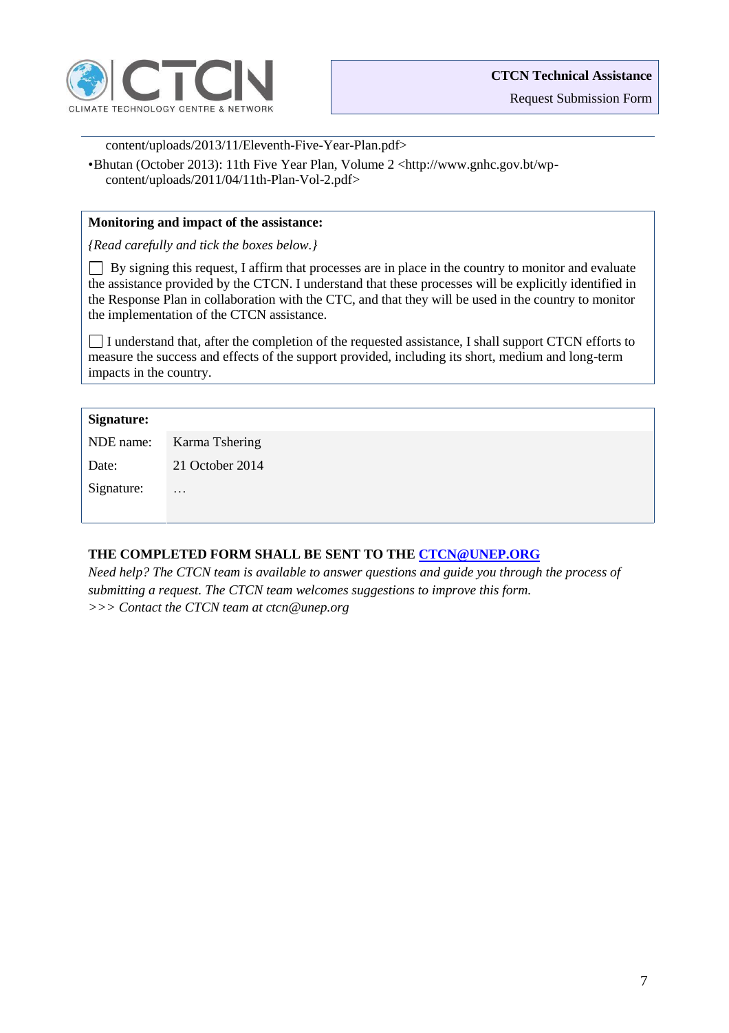content/uploads/2013/11/Eleventh-Five-Year-Plan.pdf>

- Bhutan (October 2013): 11th Five Year Plan, Volume 2 <http://www.gnhc.gov.bt/wp-content/uploads/2011/04/11th-Plan-Vol-2.pdf>

**Monitoring and impact of the assistance:**

*{Read carefully and tick the boxes below.}*

☐ By signing this request, I affirm that processes are in place in the country to monitor and evaluate the assistance provided by the CTCN. I understand that these processes will be explicitly identified in the Response Plan in collaboration with the CTC, and that they will be used in the country to monitor the implementation of the CTCN assistance.

☐ I understand that, after the completion of the requested assistance, I shall support CTCN efforts to measure the success and effects of the support provided, including its short, medium and long-term impacts in the country.

**Signature:**

| | |
|---|---|
| NDE name: | Karma Tshering |
| Date: | 21 October 2014 |
| Signature: | … |

**THE COMPLETED FORM SHALL BE SENT TO THE CTCN@UNEP.ORG**

*Need help? The CTCN team is available to answer questions and guide you through the process of submitting a request. The CTCN team welcomes suggestions to improve this form.*

*>>> Contact the CTCN team at ctcn@unep.org*